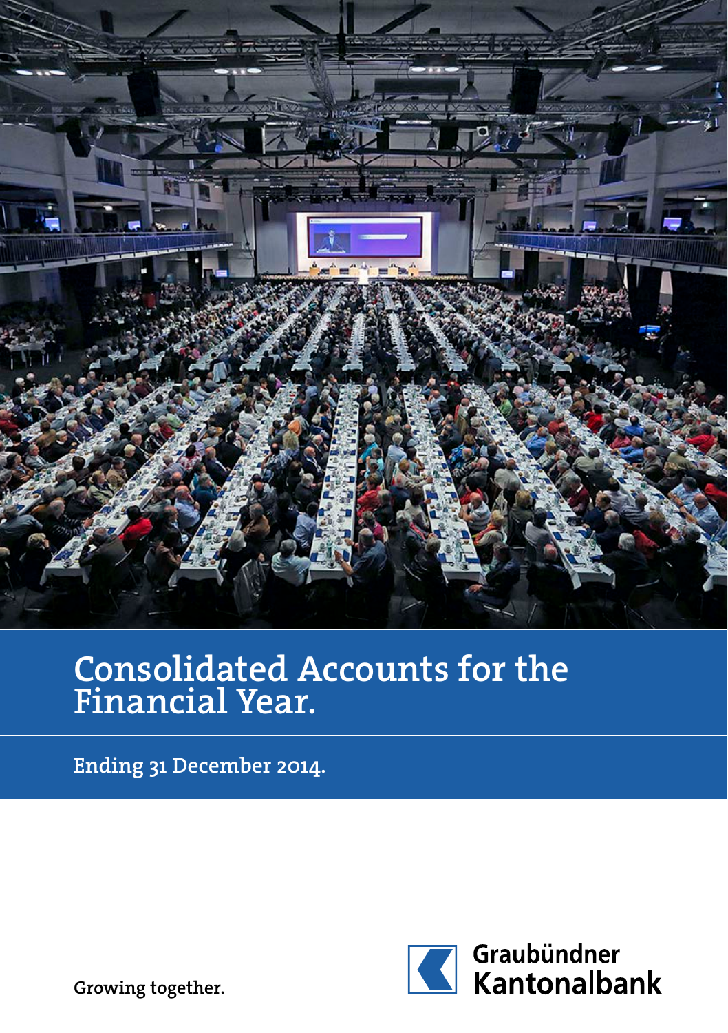# Consolidated Accounts for the Financial Year.

Ending 31 December 2014.

Growing together.

Graubündner Kantonalbank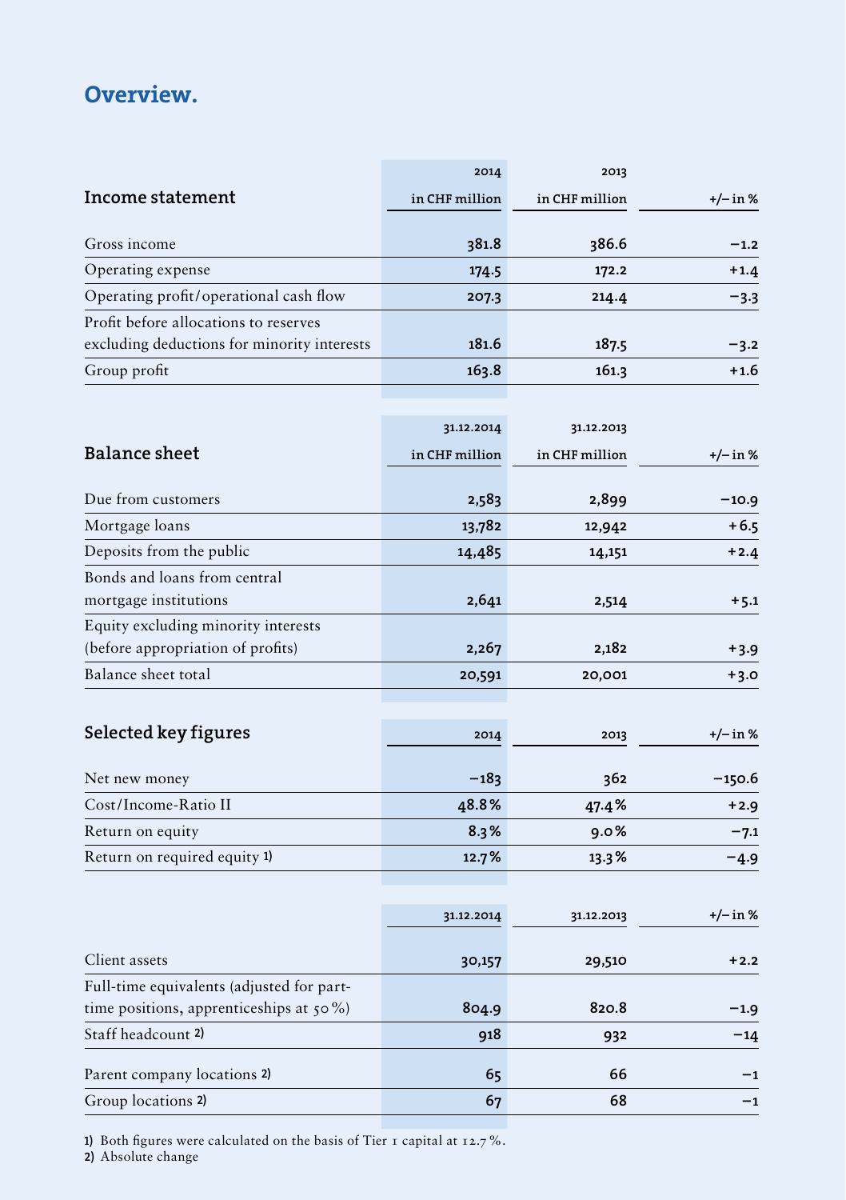# Overview.

| Income statement | 2014 in CHF million | 2013 in CHF million | +/– in % |
|---|---|---|---|
| Gross income | 381.8 | 386.6 | –1.2 |
| Operating expense | 174.5 | 172.2 | +1.4 |
| Operating profit/operational cash flow | 207.3 | 214.4 | –3.3 |
| Profit before allocations to reserves excluding deductions for minority interests | 181.6 | 187.5 | –3.2 |
| Group profit | 163.8 | 161.3 | +1.6 |

| Balance sheet | 31.12.2014 in CHF million | 31.12.2013 in CHF million | +/– in % |
|---|---|---|---|
| Due from customers | 2,583 | 2,899 | –10.9 |
| Mortgage loans | 13,782 | 12,942 | +6.5 |
| Deposits from the public | 14,485 | 14,151 | +2.4 |
| Bonds and loans from central mortgage institutions | 2,641 | 2,514 | +5.1 |
| Equity excluding minority interests (before appropriation of profits) | 2,267 | 2,182 | +3.9 |
| Balance sheet total | 20,591 | 20,001 | +3.0 |

| Selected key figures | 2014 | 2013 | +/– in % |
|---|---|---|---|
| Net new money | –183 | 362 | –150.6 |
| Cost/Income-Ratio II | 48.8% | 47.4% | +2.9 |
| Return on equity | 8.3% | 9.0% | –7.1 |
| Return on required equity 1) | 12.7% | 13.3% | –4.9 |

| | 31.12.2014 | 31.12.2013 | +/– in % |
|---|---|---|---|
| Client assets | 30,157 | 29,510 | +2.2 |
| Full-time equivalents (adjusted for part-time positions, apprenticeships at 50%) | 804.9 | 820.8 | –1.9 |
| Staff headcount 2) | 918 | 932 | –14 |
| Parent company locations 2) | 65 | 66 | –1 |
| Group locations 2) | 67 | 68 | –1 |

1) Both figures were calculated on the basis of Tier 1 capital at 12.7%.
2) Absolute change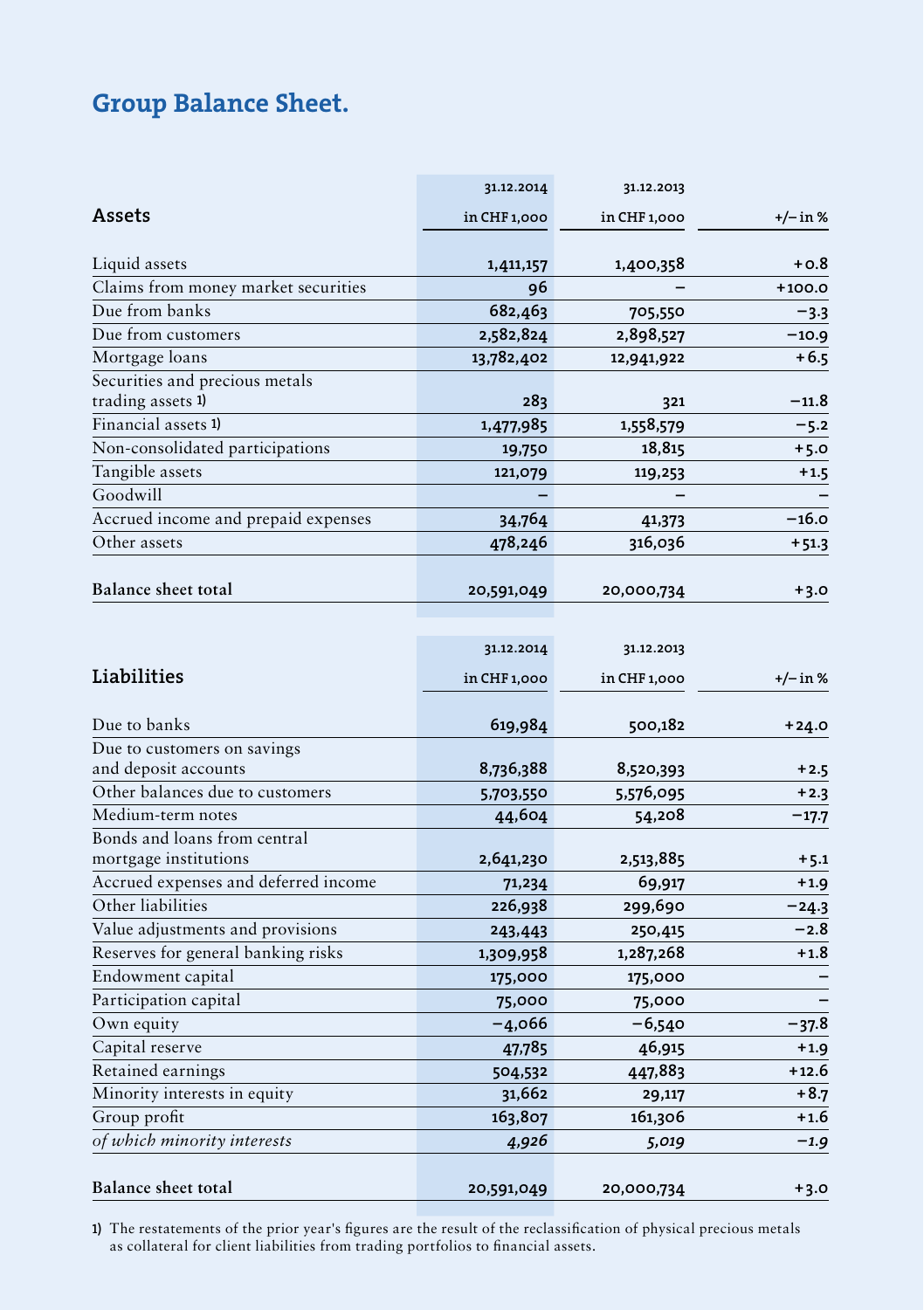# Group Balance Sheet.

| Assets | 31.12.2014 in CHF 1,000 | 31.12.2013 in CHF 1,000 | +/– in % |
|---|---|---|---|
| Liquid assets | 1,411,157 | 1,400,358 | +0.8 |
| Claims from money market securities | 96 | – | +100.0 |
| Due from banks | 682,463 | 705,550 | –3.3 |
| Due from customers | 2,582,824 | 2,898,527 | –10.9 |
| Mortgage loans | 13,782,402 | 12,941,922 | +6.5 |
| Securities and precious metals trading assets 1) | 283 | 321 | –11.8 |
| Financial assets 1) | 1,477,985 | 1,558,579 | –5.2 |
| Non-consolidated participations | 19,750 | 18,815 | +5.0 |
| Tangible assets | 121,079 | 119,253 | +1.5 |
| Goodwill | – | – | – |
| Accrued income and prepaid expenses | 34,764 | 41,373 | –16.0 |
| Other assets | 478,246 | 316,036 | +51.3 |
| **Balance sheet total** | 20,591,049 | 20,000,734 | +3.0 |

| Liabilities | 31.12.2014 in CHF 1,000 | 31.12.2013 in CHF 1,000 | +/– in % |
|---|---|---|---|
| Due to banks | 619,984 | 500,182 | +24.0 |
| Due to customers on savings and deposit accounts | 8,736,388 | 8,520,393 | +2.5 |
| Other balances due to customers | 5,703,550 | 5,576,095 | +2.3 |
| Medium-term notes | 44,604 | 54,208 | –17.7 |
| Bonds and loans from central mortgage institutions | 2,641,230 | 2,513,885 | +5.1 |
| Accrued expenses and deferred income | 71,234 | 69,917 | +1.9 |
| Other liabilities | 226,938 | 299,690 | –24.3 |
| Value adjustments and provisions | 243,443 | 250,415 | –2.8 |
| Reserves for general banking risks | 1,309,958 | 1,287,268 | +1.8 |
| Endowment capital | 175,000 | 175,000 | – |
| Participation capital | 75,000 | 75,000 | – |
| Own equity | –4,066 | –6,540 | –37.8 |
| Capital reserve | 47,785 | 46,915 | +1.9 |
| Retained earnings | 504,532 | 447,883 | +12.6 |
| Minority interests in equity | 31,662 | 29,117 | +8.7 |
| Group profit | 163,807 | 161,306 | +1.6 |
| *of which minority interests* | *4,926* | *5,019* | *–1.9* |
| **Balance sheet total** | 20,591,049 | 20,000,734 | +3.0 |

1) The restatements of the prior year's figures are the result of the reclassification of physical precious metals as collateral for client liabilities from trading portfolios to financial assets.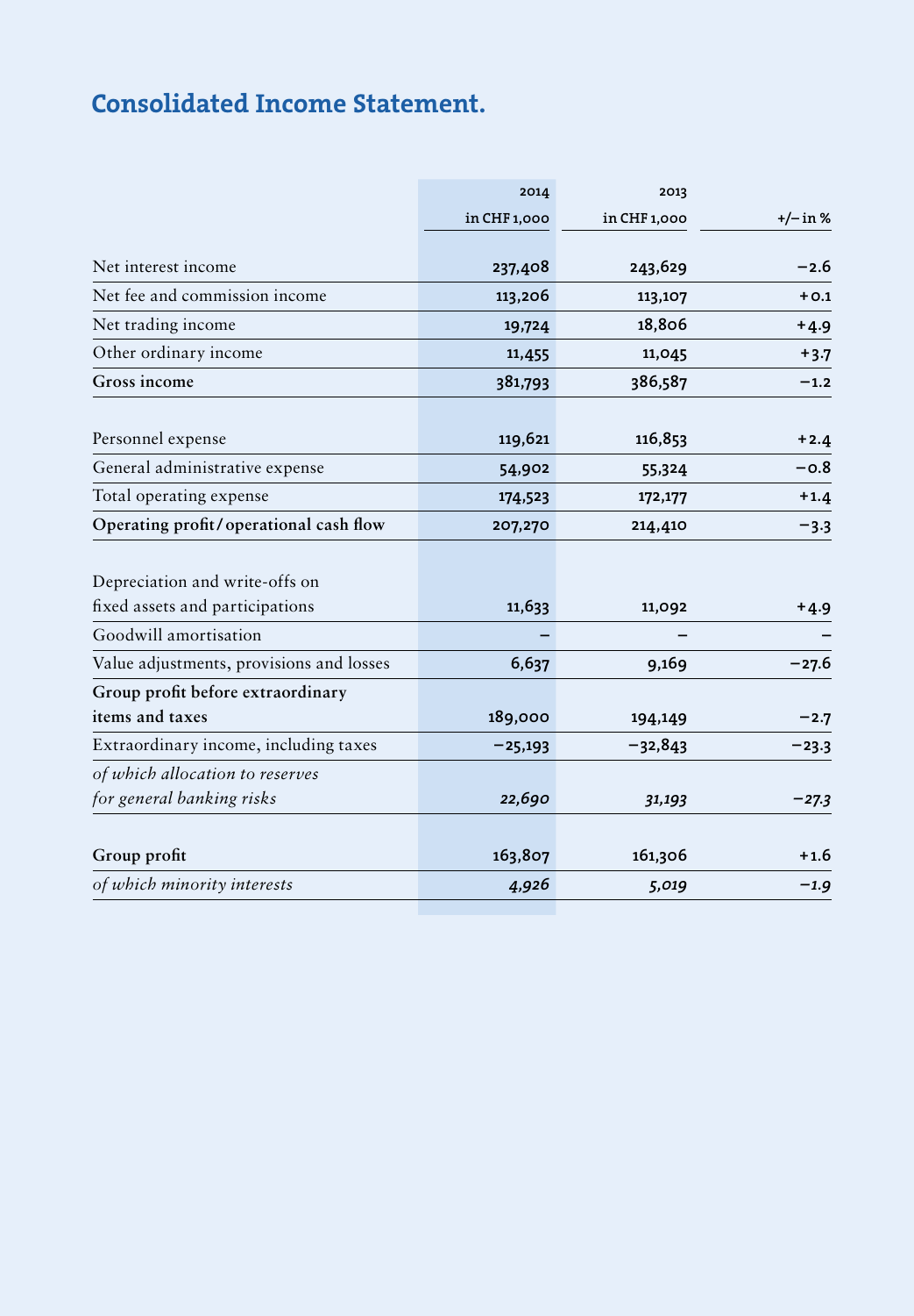# Consolidated Income Statement.

| | 2014<br>in CHF 1,000 | 2013<br>in CHF 1,000 | +/– in % |
|---|---|---|---|
| Net interest income | 237,408 | 243,629 | −2.6 |
| Net fee and commission income | 113,206 | 113,107 | +0.1 |
| Net trading income | 19,724 | 18,806 | +4.9 |
| Other ordinary income | 11,455 | 11,045 | +3.7 |
| **Gross income** | **381,793** | **386,587** | **−1.2** |
| | | | |
| Personnel expense | 119,621 | 116,853 | +2.4 |
| General administrative expense | 54,902 | 55,324 | −0.8 |
| Total operating expense | 174,523 | 172,177 | +1.4 |
| **Operating profit / operational cash flow** | **207,270** | **214,410** | **−3.3** |
| | | | |
| Depreciation and write-offs on fixed assets and participations | 11,633 | 11,092 | +4.9 |
| Goodwill amortisation | – | – | – |
| Value adjustments, provisions and losses | 6,637 | 9,169 | −27.6 |
| **Group profit before extraordinary items and taxes** | **189,000** | **194,149** | **−2.7** |
| Extraordinary income, including taxes | −25,193 | −32,843 | −23.3 |
| *of which allocation to reserves for general banking risks* | *22,690* | *31,193* | *−27.3* |
| | | | |
| **Group profit** | **163,807** | **161,306** | **+1.6** |
| *of which minority interests* | *4,926* | *5,019* | *−1.9* |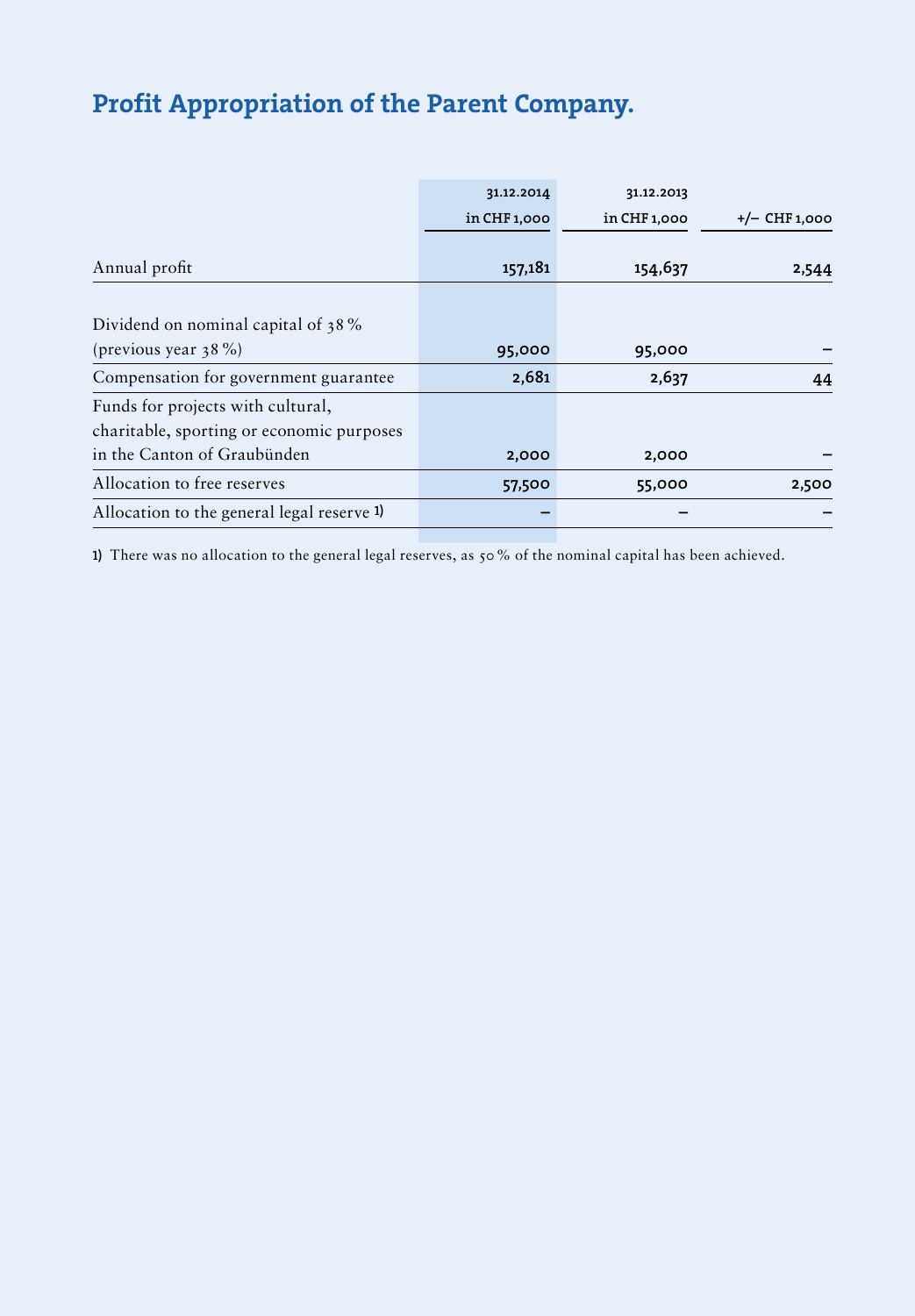# Profit Appropriation of the Parent Company.

| | 31.12.2014 in CHF 1,000 | 31.12.2013 in CHF 1,000 | +/– CHF 1,000 |
|---|---|---|---|
| Annual profit | **157,181** | **154,637** | **2,544** |
| Dividend on nominal capital of 38 % (previous year 38 %) | **95,000** | **95,000** | **–** |
| Compensation for government guarantee | **2,681** | **2,637** | **44** |
| Funds for projects with cultural, charitable, sporting or economic purposes in the Canton of Graubünden | **2,000** | **2,000** | **–** |
| Allocation to free reserves | **57,500** | **55,000** | **2,500** |
| Allocation to the general legal reserve 1) | **–** | **–** | **–** |

1) There was no allocation to the general legal reserves, as 50 % of the nominal capital has been achieved.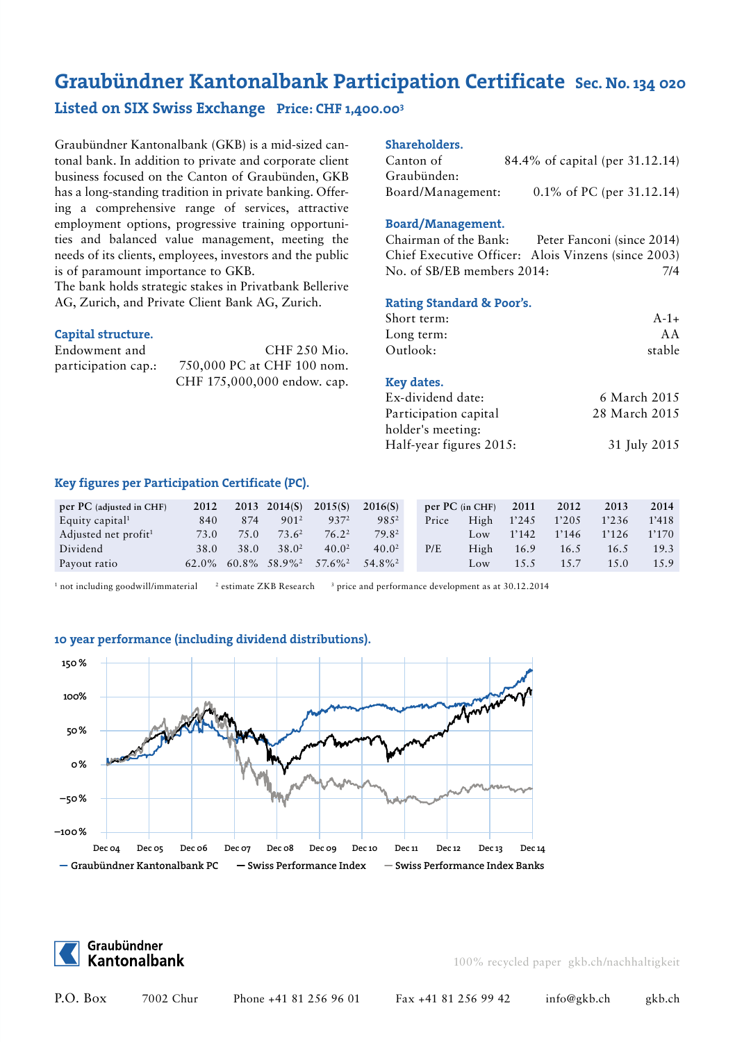# Graubündner Kantonalbank Participation Certificate Sec. No. 134 020

## Listed on SIX Swiss Exchange Price: CHF 1,400.00[3]

Graubündner Kantonalbank (GKB) is a mid-sized cantonal bank. In addition to private and corporate client business focused on the Canton of Graubünden, GKB has a long-standing tradition in private banking. Offering a comprehensive range of services, attractive employment options, progressive training opportunities and balanced value management, meeting the needs of its clients, employees, investors and the public is of paramount importance to GKB.
The bank holds strategic stakes in Privatbank Bellerive AG, Zurich, and Private Client Bank AG, Zurich.

### Capital structure.

| | |
|---|---|
| Endowment and participation cap.: | CHF 250 Mio. |
| | 750,000 PC at CHF 100 nom. |
| | CHF 175,000,000 endow. cap. |

### Shareholders.

| | |
|---|---|
| Canton of Graubünden: | 84.4% of capital (per 31.12.14) |
| Board/Management: | 0.1% of PC (per 31.12.14) |

### Board/Management.

| | |
|---|---|
| Chairman of the Bank: | Peter Fanconi (since 2014) |
| Chief Executive Officer: | Alois Vinzens (since 2003) |
| No. of SB/EB members 2014: | 7/4 |

### Rating Standard & Poor's.

| | |
|---|---|
| Short term: | A-1+ |
| Long term: | AA |
| Outlook: | stable |

### Key dates.

| | |
|---|---|
| Ex-dividend date: | 6 March 2015 |
| Participation capital holder's meeting: | 28 March 2015 |
| Half-year figures 2015: | 31 July 2015 |

### Key figures per Participation Certificate (PC).

| per PC (adjusted in CHF) | 2012 | 2013 | 2014(S) | 2015(S) | 2016(S) |
|---|---|---|---|---|---|
| Equity capital[1] | 840 | 874 | 901[2] | 937[2] | 985[2] |
| Adjusted net profit[1] | 73.0 | 75.0 | 73.6[2] | 76.2[2] | 79.8[2] |
| Dividend | 38.0 | 38.0 | 38.0[2] | 40.0[2] | 40.0[2] |
| Payout ratio | 62.0% | 60.8% | 58.9%[2] | 57.6%[2] | 54.8%[2] |

| per PC (in CHF) | | 2011 | 2012 | 2013 | 2014 |
|---|---|---|---|---|---|
| Price | High | 1'245 | 1'205 | 1'236 | 1'418 |
| | Low | 1'142 | 1'146 | 1'126 | 1'170 |
| P/E | High | 16.9 | 16.5 | 16.5 | 19.3 |
| | Low | 15.5 | 15.7 | 15.0 | 15.9 |

[1] not including goodwill/immaterial [2] estimate ZKB Research [3] price and performance development as at 30.12.2014

### 10 year performance (including dividend distributions).

150 %
100 %
50 %
0 %
−50 %
−100 %

Dec 04 Dec 05 Dec 06 Dec 07 Dec 08 Dec 09 Dec 10 Dec 11 Dec 12 Dec 13 Dec 14

— Graubündner Kantonalbank PC — Swiss Performance Index — Swiss Performance Index Banks

Graubündner Kantonalbank

100% recycled paper gkb.ch/nachhaltigkeit

P.O. Box 7002 Chur Phone +41 81 256 96 01 Fax +41 81 256 99 42 info@gkb.ch gkb.ch